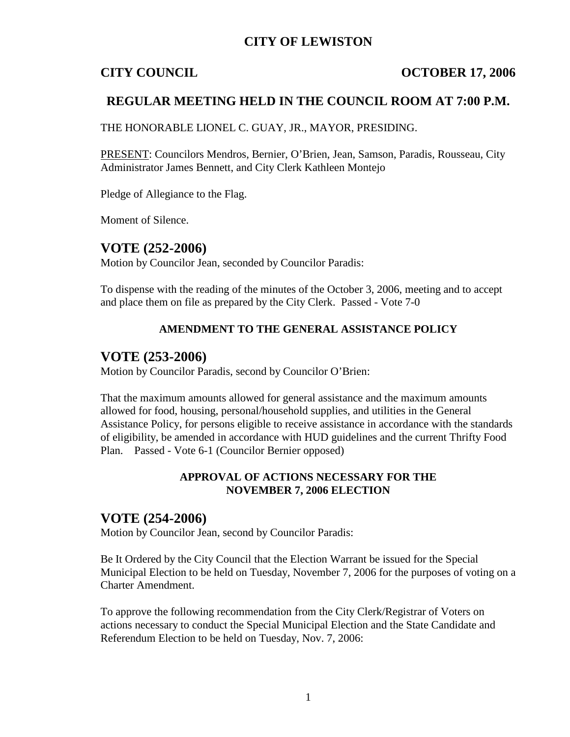# CITY OF LEWISTON

**CITY COUNCIL** **OCTOBER 17, 2006**

## REGULAR MEETING HELD IN THE COUNCIL ROOM AT 7:00 P.M.

THE HONORABLE LIONEL C. GUAY, JR., MAYOR, PRESIDING.

PRESENT: Councilors Mendros, Bernier, O'Brien, Jean, Samson, Paradis, Rousseau, City Administrator James Bennett, and City Clerk Kathleen Montejo

Pledge of Allegiance to the Flag.

Moment of Silence.

## VOTE (252-2006)

Motion by Councilor Jean, seconded by Councilor Paradis:

To dispense with the reading of the minutes of the October 3, 2006, meeting and to accept and place them on file as prepared by the City Clerk. Passed - Vote 7-0

### AMENDMENT TO THE GENERAL ASSISTANCE POLICY

## VOTE (253-2006)

Motion by Councilor Paradis, second by Councilor O'Brien:

That the maximum amounts allowed for general assistance and the maximum amounts allowed for food, housing, personal/household supplies, and utilities in the General Assistance Policy, for persons eligible to receive assistance in accordance with the standards of eligibility, be amended in accordance with HUD guidelines and the current Thrifty Food Plan. Passed - Vote 6-1 (Councilor Bernier opposed)

### APPROVAL OF ACTIONS NECESSARY FOR THE NOVEMBER 7, 2006 ELECTION

## VOTE (254-2006)

Motion by Councilor Jean, second by Councilor Paradis:

Be It Ordered by the City Council that the Election Warrant be issued for the Special Municipal Election to be held on Tuesday, November 7, 2006 for the purposes of voting on a Charter Amendment.

To approve the following recommendation from the City Clerk/Registrar of Voters on actions necessary to conduct the Special Municipal Election and the State Candidate and Referendum Election to be held on Tuesday, Nov. 7, 2006: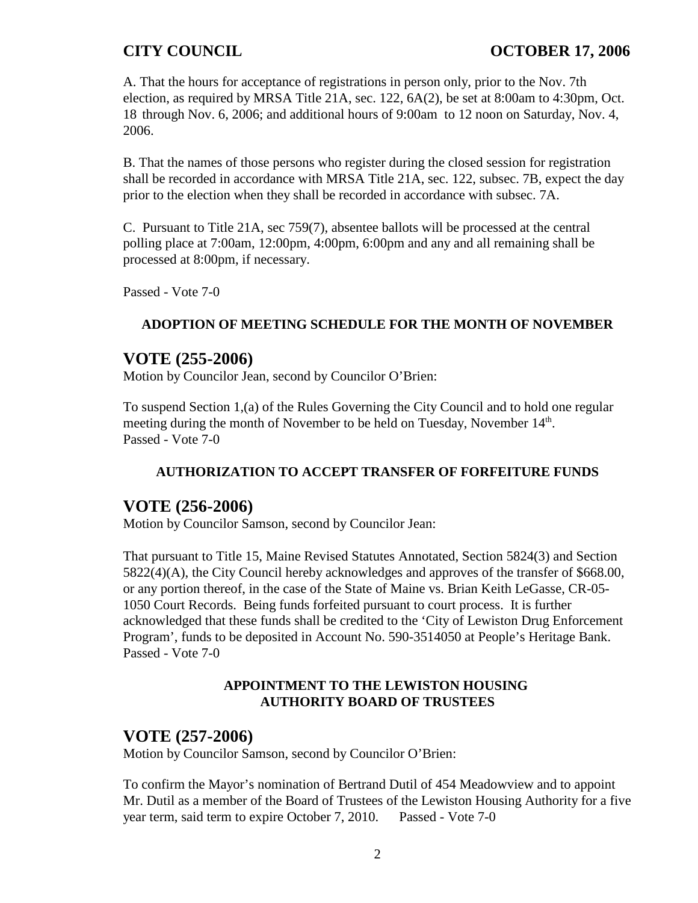A. That the hours for acceptance of registrations in person only, prior to the Nov. 7th election, as required by MRSA Title 21A, sec. 122, 6A(2), be set at 8:00am to 4:30pm, Oct. 18 through Nov. 6, 2006; and additional hours of 9:00am to 12 noon on Saturday, Nov. 4, 2006.

B. That the names of those persons who register during the closed session for registration shall be recorded in accordance with MRSA Title 21A, sec. 122, subsec. 7B, expect the day prior to the election when they shall be recorded in accordance with subsec. 7A.

C. Pursuant to Title 21A, sec 759(7), absentee ballots will be processed at the central polling place at 7:00am, 12:00pm, 4:00pm, 6:00pm and any and all remaining shall be processed at 8:00pm, if necessary.

Passed - Vote 7-0

**ADOPTION OF MEETING SCHEDULE FOR THE MONTH OF NOVEMBER**

## VOTE (255-2006)

Motion by Councilor Jean, second by Councilor O'Brien:

To suspend Section 1,(a) of the Rules Governing the City Council and to hold one regular meeting during the month of November to be held on Tuesday, November 14th.
Passed - Vote 7-0

**AUTHORIZATION TO ACCEPT TRANSFER OF FORFEITURE FUNDS**

## VOTE (256-2006)

Motion by Councilor Samson, second by Councilor Jean:

That pursuant to Title 15, Maine Revised Statutes Annotated, Section 5824(3) and Section 5822(4)(A), the City Council hereby acknowledges and approves of the transfer of $668.00, or any portion thereof, in the case of the State of Maine vs. Brian Keith LeGasse, CR-05-1050 Court Records. Being funds forfeited pursuant to court process. It is further acknowledged that these funds shall be credited to the 'City of Lewiston Drug Enforcement Program', funds to be deposited in Account No. 590-3514050 at People's Heritage Bank.
Passed - Vote 7-0

**APPOINTMENT TO THE LEWISTON HOUSING AUTHORITY BOARD OF TRUSTEES**

## VOTE (257-2006)

Motion by Councilor Samson, second by Councilor O'Brien:

To confirm the Mayor's nomination of Bertrand Dutil of 454 Meadowview and to appoint Mr. Dutil as a member of the Board of Trustees of the Lewiston Housing Authority for a five year term, said term to expire October 7, 2010. Passed - Vote 7-0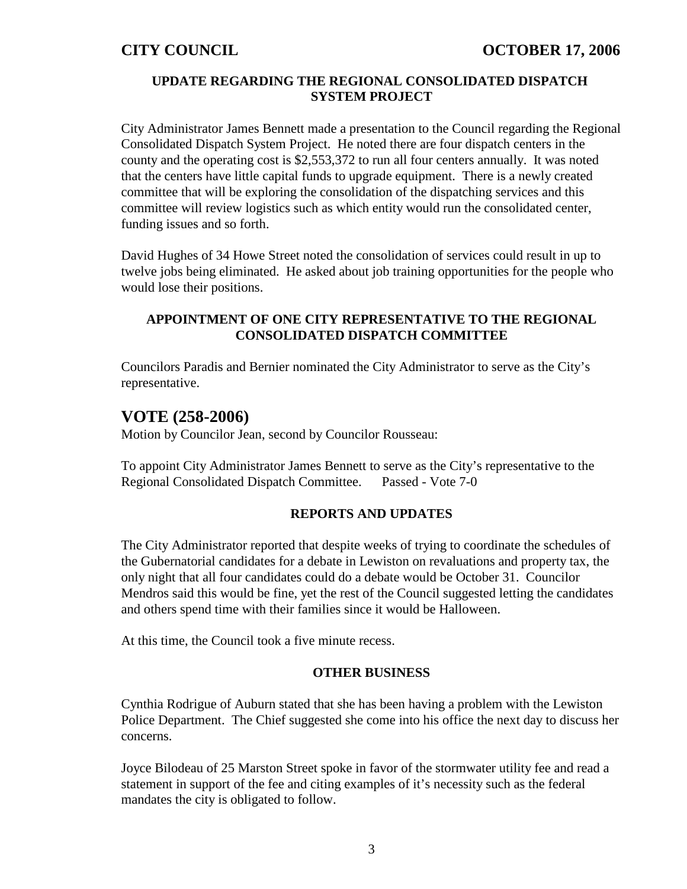**UPDATE REGARDING THE REGIONAL CONSOLIDATED DISPATCH SYSTEM PROJECT**

City Administrator James Bennett made a presentation to the Council regarding the Regional Consolidated Dispatch System Project. He noted there are four dispatch centers in the county and the operating cost is $2,553,372 to run all four centers annually. It was noted that the centers have little capital funds to upgrade equipment. There is a newly created committee that will be exploring the consolidation of the dispatching services and this committee will review logistics such as which entity would run the consolidated center, funding issues and so forth.

David Hughes of 34 Howe Street noted the consolidation of services could result in up to twelve jobs being eliminated. He asked about job training opportunities for the people who would lose their positions.

**APPOINTMENT OF ONE CITY REPRESENTATIVE TO THE REGIONAL CONSOLIDATED DISPATCH COMMITTEE**

Councilors Paradis and Bernier nominated the City Administrator to serve as the City's representative.

## VOTE (258-2006)

Motion by Councilor Jean, second by Councilor Rousseau:

To appoint City Administrator James Bennett to serve as the City's representative to the Regional Consolidated Dispatch Committee. Passed - Vote 7-0

**REPORTS AND UPDATES**

The City Administrator reported that despite weeks of trying to coordinate the schedules of the Gubernatorial candidates for a debate in Lewiston on revaluations and property tax, the only night that all four candidates could do a debate would be October 31. Councilor Mendros said this would be fine, yet the rest of the Council suggested letting the candidates and others spend time with their families since it would be Halloween.

At this time, the Council took a five minute recess.

**OTHER BUSINESS**

Cynthia Rodrigue of Auburn stated that she has been having a problem with the Lewiston Police Department. The Chief suggested she come into his office the next day to discuss her concerns.

Joyce Bilodeau of 25 Marston Street spoke in favor of the stormwater utility fee and read a statement in support of the fee and citing examples of it's necessity such as the federal mandates the city is obligated to follow.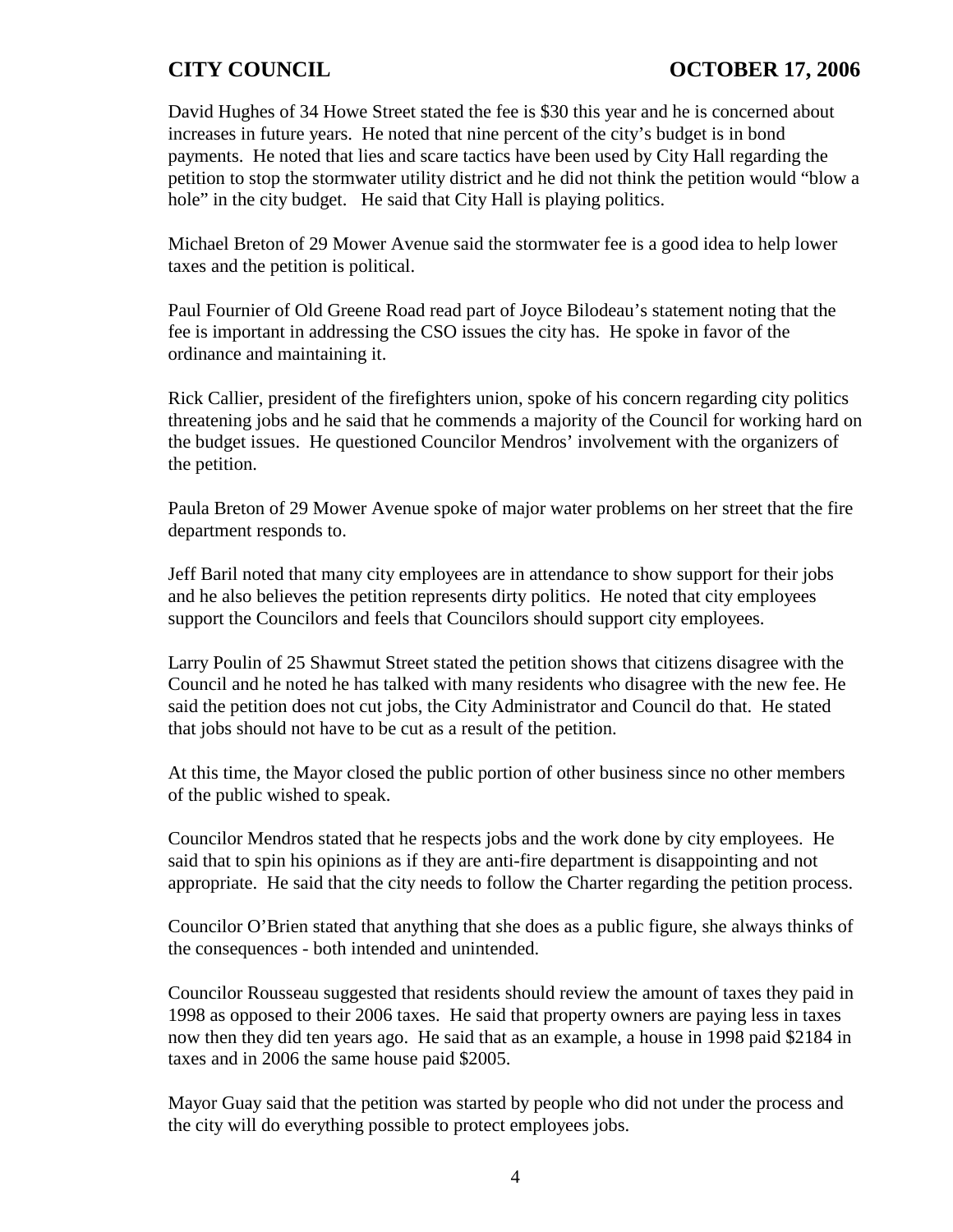David Hughes of 34 Howe Street stated the fee is $30 this year and he is concerned about increases in future years. He noted that nine percent of the city's budget is in bond payments. He noted that lies and scare tactics have been used by City Hall regarding the petition to stop the stormwater utility district and he did not think the petition would "blow a hole" in the city budget. He said that City Hall is playing politics.

Michael Breton of 29 Mower Avenue said the stormwater fee is a good idea to help lower taxes and the petition is political.

Paul Fournier of Old Greene Road read part of Joyce Bilodeau's statement noting that the fee is important in addressing the CSO issues the city has. He spoke in favor of the ordinance and maintaining it.

Rick Callier, president of the firefighters union, spoke of his concern regarding city politics threatening jobs and he said that he commends a majority of the Council for working hard on the budget issues. He questioned Councilor Mendros' involvement with the organizers of the petition.

Paula Breton of 29 Mower Avenue spoke of major water problems on her street that the fire department responds to.

Jeff Baril noted that many city employees are in attendance to show support for their jobs and he also believes the petition represents dirty politics. He noted that city employees support the Councilors and feels that Councilors should support city employees.

Larry Poulin of 25 Shawmut Street stated the petition shows that citizens disagree with the Council and he noted he has talked with many residents who disagree with the new fee. He said the petition does not cut jobs, the City Administrator and Council do that. He stated that jobs should not have to be cut as a result of the petition.

At this time, the Mayor closed the public portion of other business since no other members of the public wished to speak.

Councilor Mendros stated that he respects jobs and the work done by city employees. He said that to spin his opinions as if they are anti-fire department is disappointing and not appropriate. He said that the city needs to follow the Charter regarding the petition process.

Councilor O'Brien stated that anything that she does as a public figure, she always thinks of the consequences - both intended and unintended.

Councilor Rousseau suggested that residents should review the amount of taxes they paid in 1998 as opposed to their 2006 taxes. He said that property owners are paying less in taxes now then they did ten years ago. He said that as an example, a house in 1998 paid $2184 in taxes and in 2006 the same house paid $2005.

Mayor Guay said that the petition was started by people who did not under the process and the city will do everything possible to protect employees jobs.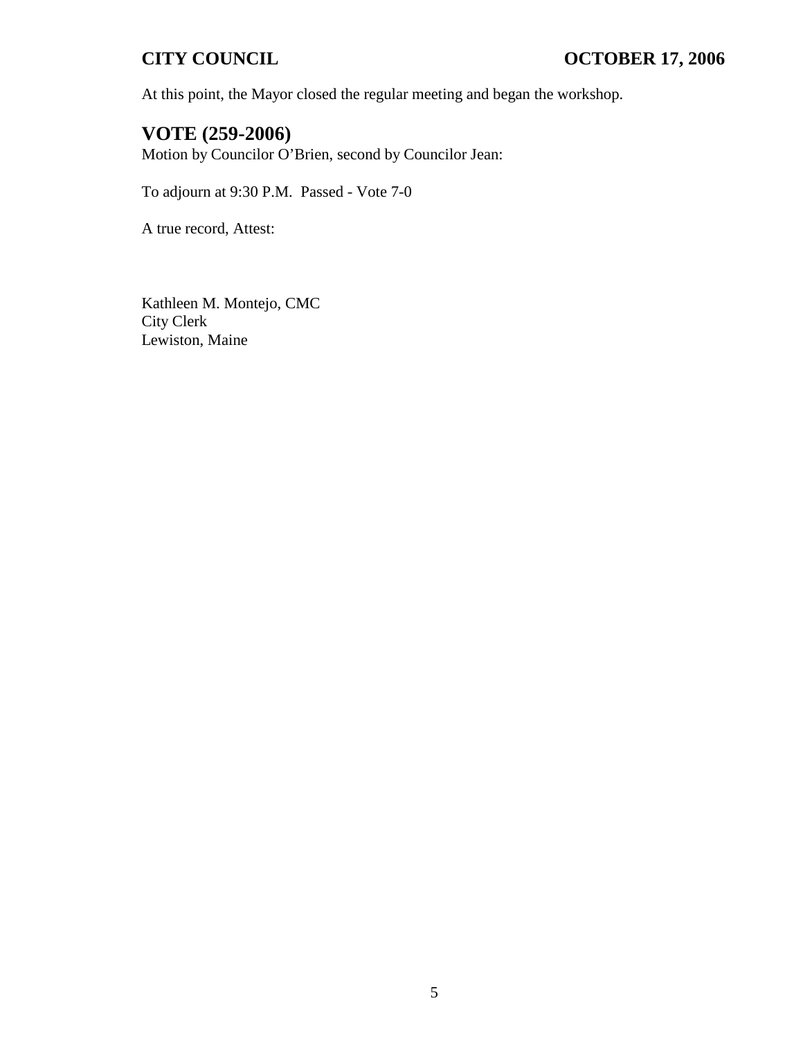At this point, the Mayor closed the regular meeting and began the workshop.

## VOTE (259-2006)

Motion by Councilor O'Brien, second by Councilor Jean:

To adjourn at 9:30 P.M. Passed - Vote 7-0

A true record, Attest:

Kathleen M. Montejo, CMC
City Clerk
Lewiston, Maine